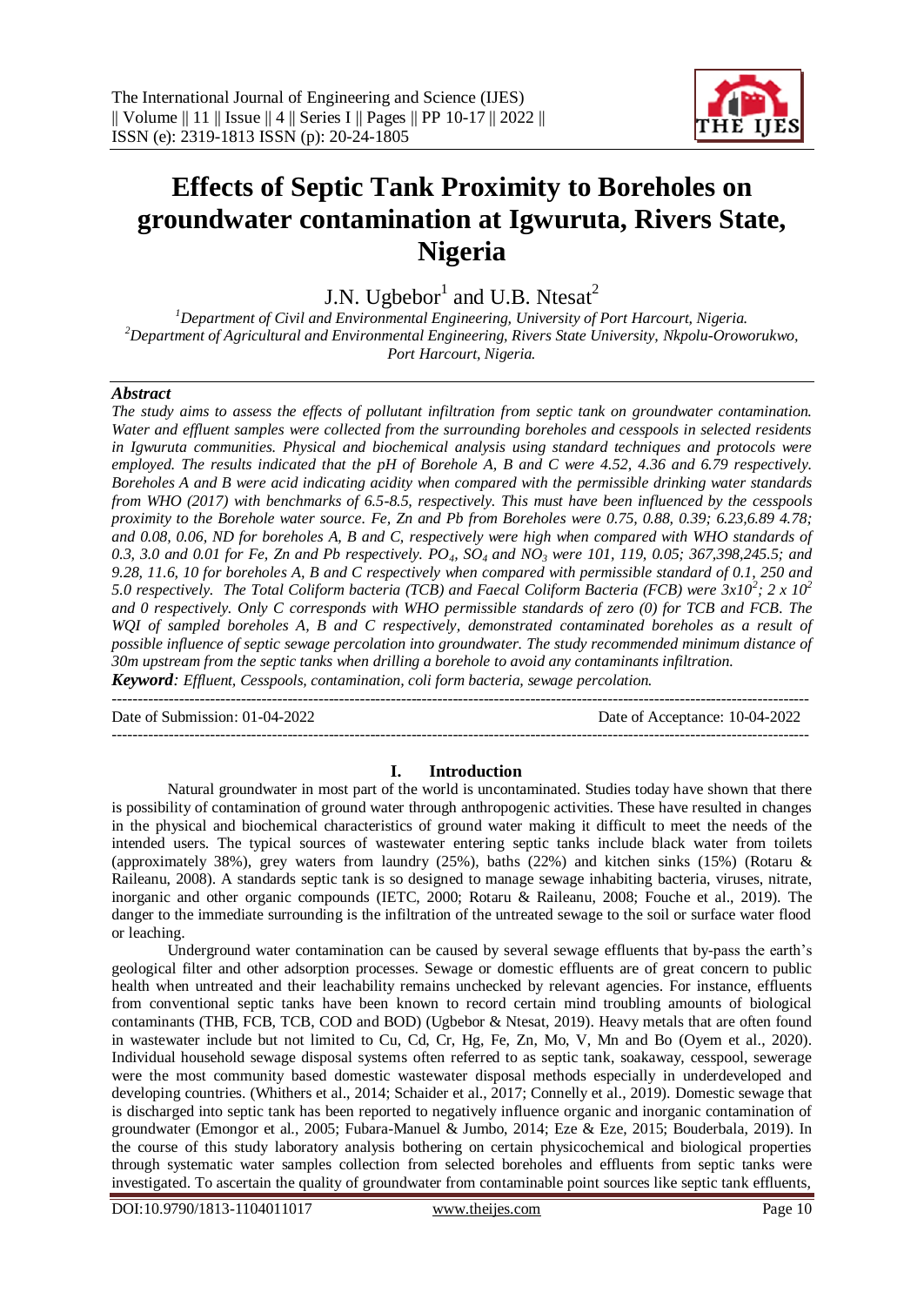# Effects of Septic Tank Proximity to Boreholes on groundwater contamination at Igwuruta, Rivers State, Nigeria

J.N. Ugbebor[1] and U.B. Ntesat[2]

[1]Department of Civil and Environmental Engineering, University of Port Harcourt, Nigeria.
[2]Department of Agricultural and Environmental Engineering, Rivers State University, Nkpolu-Oroworukwo, Port Harcourt, Nigeria.

## Abstract

*The study aims to assess the effects of pollutant infiltration from septic tank on groundwater contamination. Water and effluent samples were collected from the surrounding boreholes and cesspools in selected residents in Igwuruta communities. Physical and biochemical analysis using standard techniques and protocols were employed. The results indicated that the pH of Borehole A, B and C were 4.52, 4.36 and 6.79 respectively. Boreholes A and B were acid indicating acidity when compared with the permissible drinking water standards from WHO (2017) with benchmarks of 6.5-8.5, respectively. This must have been influenced by the cesspools proximity to the Borehole water source. Fe, Zn and Pb from Boreholes were 0.75, 0.88, 0.39; 6.23,6.89 4.78; and 0.08, 0.06, ND for boreholes A, B and C, respectively were high when compared with WHO standards of 0.3, 3.0 and 0.01 for Fe, Zn and Pb respectively. $PO_4$, $SO_4$ and $NO_3$ were 101, 119, 0.05; 367,398,245.5; and 9.28, 11.6, 10 for boreholes A, B and C respectively when compared with permissible standard of 0.1, 250 and 5.0 respectively. The Total Coliform bacteria (TCB) and Faecal Coliform Bacteria (FCB) were $3x10^2$; $2 x 10^2$ and 0 respectively. Only C corresponds with WHO permissible standards of zero (0) for TCB and FCB. The WQI of sampled boreholes A, B and C respectively, demonstrated contaminated boreholes as a result of possible influence of septic sewage percolation into groundwater. The study recommended minimum distance of 30m upstream from the septic tanks when drilling a borehole to avoid any contaminants infiltration.*

***Keyword**: Effluent, Cesspools, contamination, coli form bacteria, sewage percolation.*

---

Date of Submission: 01-04-2022 | Date of Acceptance: 10-04-2022

---

## I. Introduction

Natural groundwater in most part of the world is uncontaminated. Studies today have shown that there is possibility of contamination of ground water through anthropogenic activities. These have resulted in changes in the physical and biochemical characteristics of ground water making it difficult to meet the needs of the intended users. The typical sources of wastewater entering septic tanks include black water from toilets (approximately 38%), grey waters from laundry (25%), baths (22%) and kitchen sinks (15%) (Rotaru & Raileanu, 2008). A standards septic tank is so designed to manage sewage inhabiting bacteria, viruses, nitrate, inorganic and other organic compounds (IETC, 2000; Rotaru & Raileanu, 2008; Fouche et al., 2019). The danger to the immediate surrounding is the infiltration of the untreated sewage to the soil or surface water flood or leaching.

Underground water contamination can be caused by several sewage effluents that by-pass the earth's geological filter and other adsorption processes. Sewage or domestic effluents are of great concern to public health when untreated and their leachability remains unchecked by relevant agencies. For instance, effluents from conventional septic tanks have been known to record certain mind troubling amounts of biological contaminants (THB, FCB, TCB, COD and BOD) (Ugbebor & Ntesat, 2019). Heavy metals that are often found in wastewater include but not limited to Cu, Cd, Cr, Hg, Fe, Zn, Mo, V, Mn and Bo (Oyem et al., 2020). Individual household sewage disposal systems often referred to as septic tank, soakaway, cesspool, sewerage were the most community based domestic wastewater disposal methods especially in underdeveloped and developing countries. (Whithers et al., 2014; Schaider et al., 2017; Connelly et al., 2019). Domestic sewage that is discharged into septic tank has been reported to negatively influence organic and inorganic contamination of groundwater (Emongor et al., 2005; Fubara-Manuel & Jumbo, 2014; Eze & Eze, 2015; Bouderbala, 2019). In the course of this study laboratory analysis bothering on certain physicochemical and biological properties through systematic water samples collection from selected boreholes and effluents from septic tanks were investigated. To ascertain the quality of groundwater from contaminable point sources like septic tank effluents,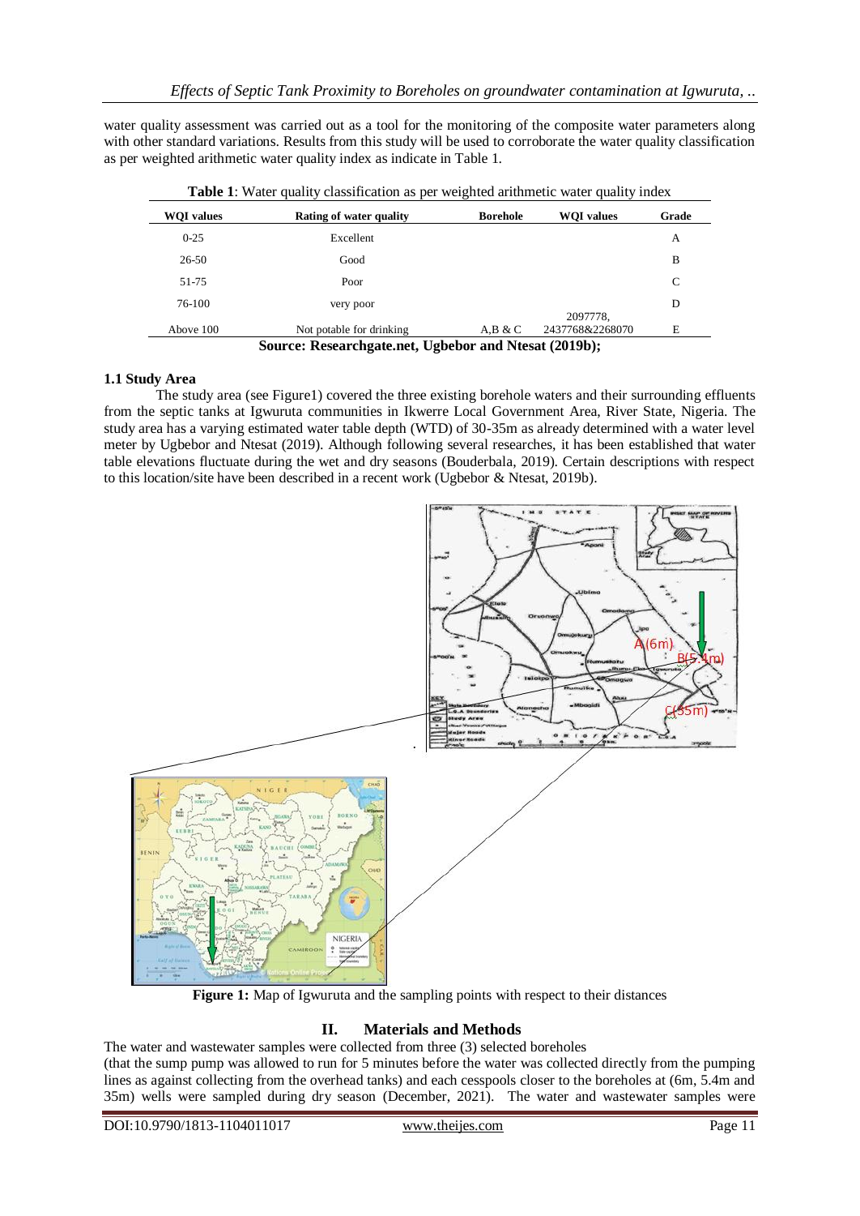water quality assessment was carried out as a tool for the monitoring of the composite water parameters along with other standard variations. Results from this study will be used to corroborate the water quality classification as per weighted arithmetic water quality index as indicate in Table 1.

**Table 1**: Water quality classification as per weighted arithmetic water quality index

| WQI values | Rating of water quality | Borehole | WQI values | Grade |
|---|---|---|---|---|
| 0-25 | Excellent | | | A |
| 26-50 | Good | | | B |
| 51-75 | Poor | | | C |
| 76-100 | very poor | | | D |
| Above 100 | Not potable for drinking | A,B & C | 2097778, 2437768&2268070 | E |

**Source: Researchgate.net, Ugbebor and Ntesat (2019b);**

### 1.1 Study Area

The study area (see Figure1) covered the three existing borehole waters and their surrounding effluents from the septic tanks at Igwuruta communities in Ikwerre Local Government Area, River State, Nigeria. The study area has a varying estimated water table depth (WTD) of 30-35m as already determined with a water level meter by Ugbebor and Ntesat (2019). Although following several researches, it has been established that water table elevations fluctuate during the wet and dry seasons (Bouderbala, 2019). Certain descriptions with respect to this location/site have been described in a recent work (Ugbebor & Ntesat, 2019b).

**Figure 1:** Map of Igwuruta and the sampling points with respect to their distances

## II. Materials and Methods

The water and wastewater samples were collected from three (3) selected boreholes (that the sump pump was allowed to run for 5 minutes before the water was collected directly from the pumping lines as against collecting from the overhead tanks) and each cesspools closer to the boreholes at (6m, 5.4m and 35m) wells were sampled during dry season (December, 2021). The water and wastewater samples were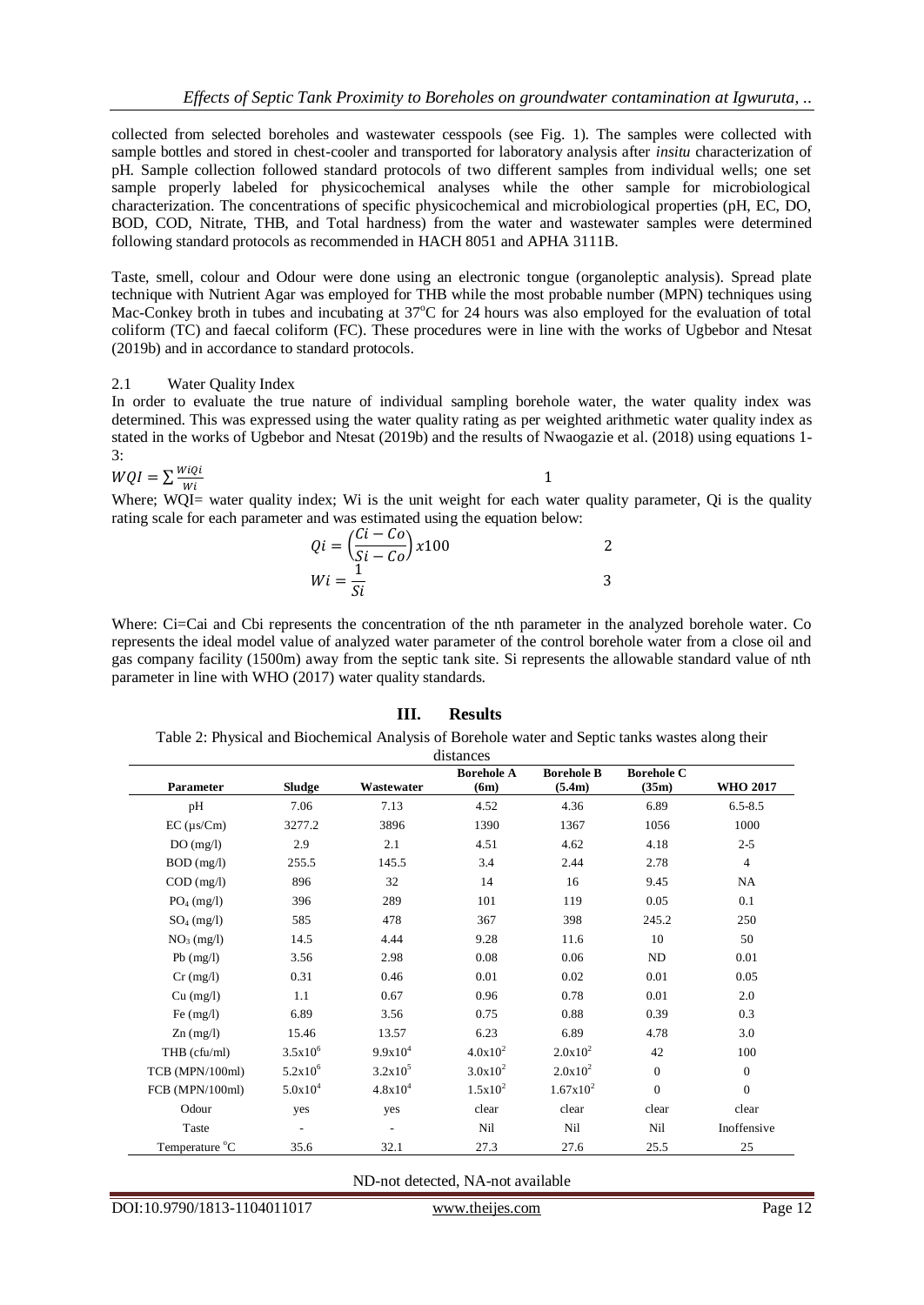collected from selected boreholes and wastewater cesspools (see Fig. 1). The samples were collected with sample bottles and stored in chest-cooler and transported for laboratory analysis after *insitu* characterization of pH. Sample collection followed standard protocols of two different samples from individual wells; one set sample properly labeled for physicochemical analyses while the other sample for microbiological characterization. The concentrations of specific physicochemical and microbiological properties (pH, EC, DO, BOD, COD, Nitrate, THB, and Total hardness) from the water and wastewater samples were determined following standard protocols as recommended in HACH 8051 and APHA 3111B.

Taste, smell, colour and Odour were done using an electronic tongue (organoleptic analysis). Spread plate technique with Nutrient Agar was employed for THB while the most probable number (MPN) techniques using Mac-Conkey broth in tubes and incubating at 37°C for 24 hours was also employed for the evaluation of total coliform (TC) and faecal coliform (FC). These procedures were in line with the works of Ugbebor and Ntesat (2019b) and in accordance to standard protocols.

## 2.1 Water Quality Index

In order to evaluate the true nature of individual sampling borehole water, the water quality index was determined. This was expressed using the water quality rating as per weighted arithmetic water quality index as stated in the works of Ugbebor and Ntesat (2019b) and the results of Nwaogazie et al. (2018) using equations 1-3:

$$WQI = \sum \frac{WiQi}{Wi} \quad (1)$$

Where; WQI= water quality index; Wi is the unit weight for each water quality parameter, Qi is the quality rating scale for each parameter and was estimated using the equation below:

$$Qi = \left(\frac{Ci - Co}{Si - Co}\right) x100 \quad (2)$$

$$Wi = \frac{1}{Si} \quad (3)$$

Where: Ci=Cai and Cbi represents the concentration of the nth parameter in the analyzed borehole water. Co represents the ideal model value of analyzed water parameter of the control borehole water from a close oil and gas company facility (1500m) away from the septic tank site. Si represents the allowable standard value of nth parameter in line with WHO (2017) water quality standards.

# III. Results

Table 2: Physical and Biochemical Analysis of Borehole water and Septic tanks wastes along their distances

| Parameter | Sludge | Wastewater | Borehole A (6m) | Borehole B (5.4m) | Borehole C (35m) | WHO 2017 |
|---|---|---|---|---|---|---|
| pH | 7.06 | 7.13 | 4.52 | 4.36 | 6.89 | 6.5-8.5 |
| EC (µs/Cm) | 3277.2 | 3896 | 1390 | 1367 | 1056 | 1000 |
| DO (mg/l) | 2.9 | 2.1 | 4.51 | 4.62 | 4.18 | 2-5 |
| BOD (mg/l) | 255.5 | 145.5 | 3.4 | 2.44 | 2.78 | 4 |
| COD (mg/l) | 896 | 32 | 14 | 16 | 9.45 | NA |
| $PO_4$ (mg/l) | 396 | 289 | 101 | 119 | 0.05 | 0.1 |
| $SO_4$ (mg/l) | 585 | 478 | 367 | 398 | 245.2 | 250 |
| $NO_3$ (mg/l) | 14.5 | 4.44 | 9.28 | 11.6 | 10 | 50 |
| Pb (mg/l) | 3.56 | 2.98 | 0.08 | 0.06 | ND | 0.01 |
| Cr (mg/l) | 0.31 | 0.46 | 0.01 | 0.02 | 0.01 | 0.05 |
| Cu (mg/l) | 1.1 | 0.67 | 0.96 | 0.78 | 0.01 | 2.0 |
| Fe (mg/l) | 6.89 | 3.56 | 0.75 | 0.88 | 0.39 | 0.3 |
| Zn (mg/l) | 15.46 | 13.57 | 6.23 | 6.89 | 4.78 | 3.0 |
| THB (cfu/ml) | $3.5x10^6$ | $9.9x10^4$ | $4.0x10^2$ | $2.0x10^2$ | 42 | 100 |
| TCB (MPN/100ml) | $5.2x10^6$ | $3.2x10^5$ | $3.0x10^2$ | $2.0x10^2$ | 0 | 0 |
| FCB (MPN/100ml) | $5.0x10^4$ | $4.8x10^4$ | $1.5x10^2$ | $1.67x10^2$ | 0 | 0 |
| Odour | yes | yes | clear | clear | clear | clear |
| Taste | - | - | Nil | Nil | Nil | Inoffensive |
| Temperature °C | 35.6 | 32.1 | 27.3 | 27.6 | 25.5 | 25 |

ND-not detected, NA-not available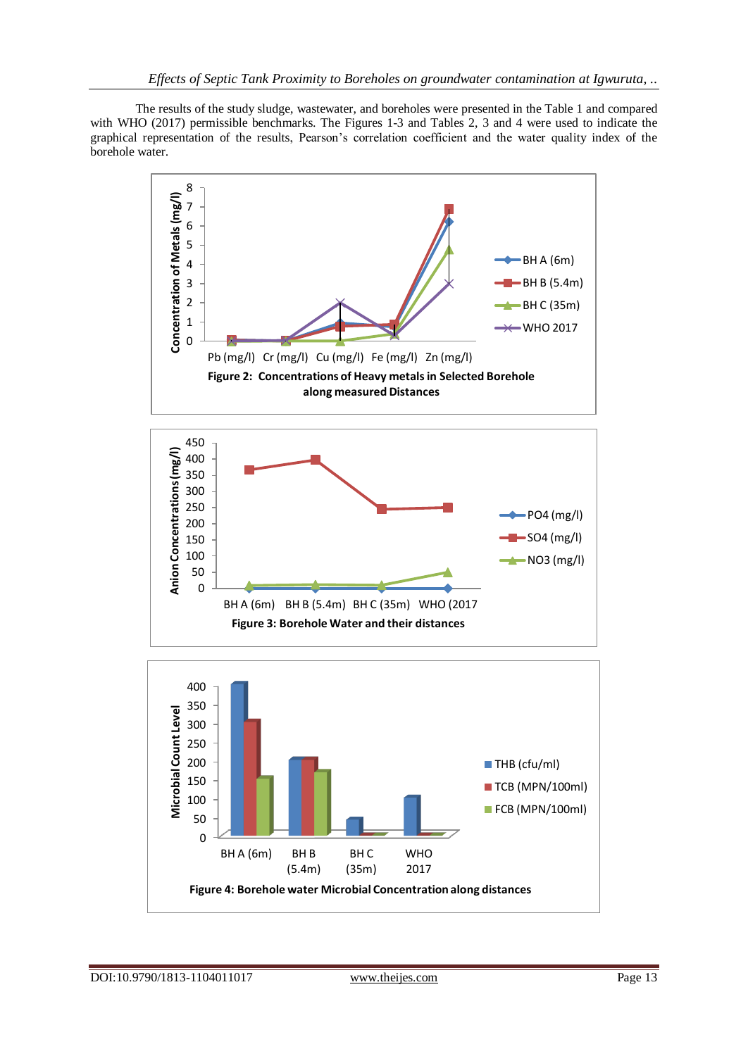The results of the study sludge, wastewater, and boreholes were presented in the Table 1 and compared with WHO (2017) permissible benchmarks. The Figures 1-3 and Tables 2, 3 and 4 were used to indicate the graphical representation of the results, Pearson's correlation coefficient and the water quality index of the borehole water.

**Figure 2: Concentrations of Heavy metals in Selected Borehole along measured Distances**

**Figure 3: Borehole Water and their distances**

**Figure 4: Borehole water Microbial Concentration along distances**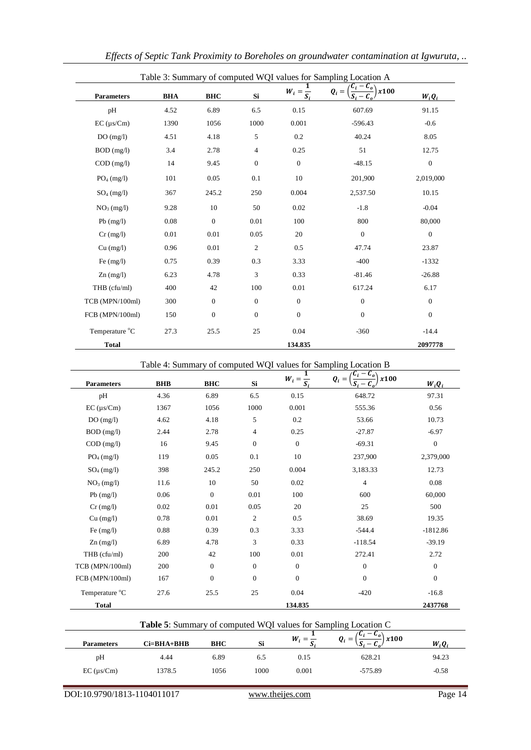Table 3: Summary of computed WQI values for Sampling Location A

| Parameters | BHA | BHC | Si | $W_i = \frac{1}{S_i}$ | $Q_i = \left(\frac{C_i - C_o}{S_i - C_o}\right) x100$ | $W_i Q_i$ |
|---|---|---|---|---|---|---|
| pH | 4.52 | 6.89 | 6.5 | 0.15 | 607.69 | 91.15 |
| EC (μs/Cm) | 1390 | 1056 | 1000 | 0.001 | -596.43 | -0.6 |
| DO (mg/l) | 4.51 | 4.18 | 5 | 0.2 | 40.24 | 8.05 |
| BOD (mg/l) | 3.4 | 2.78 | 4 | 0.25 | 51 | 12.75 |
| COD (mg/l) | 14 | 9.45 | 0 | 0 | -48.15 | 0 |
| $PO_4$ (mg/l) | 101 | 0.05 | 0.1 | 10 | 201,900 | 2,019,000 |
| $SO_4$ (mg/l) | 367 | 245.2 | 250 | 0.004 | 2,537.50 | 10.15 |
| $NO_3$ (mg/l) | 9.28 | 10 | 50 | 0.02 | -1.8 | -0.04 |
| Pb (mg/l) | 0.08 | 0 | 0.01 | 100 | 800 | 80,000 |
| Cr (mg/l) | 0.01 | 0.01 | 0.05 | 20 | 0 | 0 |
| Cu (mg/l) | 0.96 | 0.01 | 2 | 0.5 | 47.74 | 23.87 |
| Fe (mg/l) | 0.75 | 0.39 | 0.3 | 3.33 | -400 | -1332 |
| Zn (mg/l) | 6.23 | 4.78 | 3 | 0.33 | -81.46 | -26.88 |
| THB (cfu/ml) | 400 | 42 | 100 | 0.01 | 617.24 | 6.17 |
| TCB (MPN/100ml) | 300 | 0 | 0 | 0 | 0 | 0 |
| FCB (MPN/100ml) | 150 | 0 | 0 | 0 | 0 | 0 |
| Temperature °C | 27.3 | 25.5 | 25 | 0.04 | -360 | -14.4 |
| **Total** | | | | **134.835** | | **2097778** |

Table 4: Summary of computed WQI values for Sampling Location B

| Parameters | BHB | BHC | Si | $W_i = \frac{1}{S_i}$ | $Q_i = \left(\frac{C_i - C_o}{S_i - C_o}\right) x100$ | $W_i Q_i$ |
|---|---|---|---|---|---|---|
| pH | 4.36 | 6.89 | 6.5 | 0.15 | 648.72 | 97.31 |
| EC (μs/Cm) | 1367 | 1056 | 1000 | 0.001 | 555.36 | 0.56 |
| DO (mg/l) | 4.62 | 4.18 | 5 | 0.2 | 53.66 | 10.73 |
| BOD (mg/l) | 2.44 | 2.78 | 4 | 0.25 | -27.87 | -6.97 |
| COD (mg/l) | 16 | 9.45 | 0 | 0 | -69.31 | 0 |
| $PO_4$ (mg/l) | 119 | 0.05 | 0.1 | 10 | 237,900 | 2,379,000 |
| $SO_4$ (mg/l) | 398 | 245.2 | 250 | 0.004 | 3,183.33 | 12.73 |
| $NO_3$ (mg/l) | 11.6 | 10 | 50 | 0.02 | 4 | 0.08 |
| Pb (mg/l) | 0.06 | 0 | 0.01 | 100 | 600 | 60,000 |
| Cr (mg/l) | 0.02 | 0.01 | 0.05 | 20 | 25 | 500 |
| Cu (mg/l) | 0.78 | 0.01 | 2 | 0.5 | 38.69 | 19.35 |
| Fe (mg/l) | 0.88 | 0.39 | 0.3 | 3.33 | -544.4 | -1812.86 |
| Zn (mg/l) | 6.89 | 4.78 | 3 | 0.33 | -118.54 | -39.19 |
| THB (cfu/ml) | 200 | 42 | 100 | 0.01 | 272.41 | 2.72 |
| TCB (MPN/100ml) | 200 | 0 | 0 | 0 | 0 | 0 |
| FCB (MPN/100ml) | 167 | 0 | 0 | 0 | 0 | 0 |
| Temperature °C | 27.6 | 25.5 | 25 | 0.04 | -420 | -16.8 |
| **Total** | | | | **134.835** | | **2437768** |

**Table 5**: Summary of computed WQI values for Sampling Location C

| Parameters | Ci=BHA+BHB | BHC | Si | $W_i = \frac{1}{S_i}$ | $Q_i = \left(\frac{C_i - C_o}{S_i - C_o}\right) x100$ | $W_i Q_i$ |
|---|---|---|---|---|---|---|
| pH | 4.44 | 6.89 | 6.5 | 0.15 | 628.21 | 94.23 |
| EC (μs/Cm) | 1378.5 | 1056 | 1000 | 0.001 | -575.89 | -0.58 |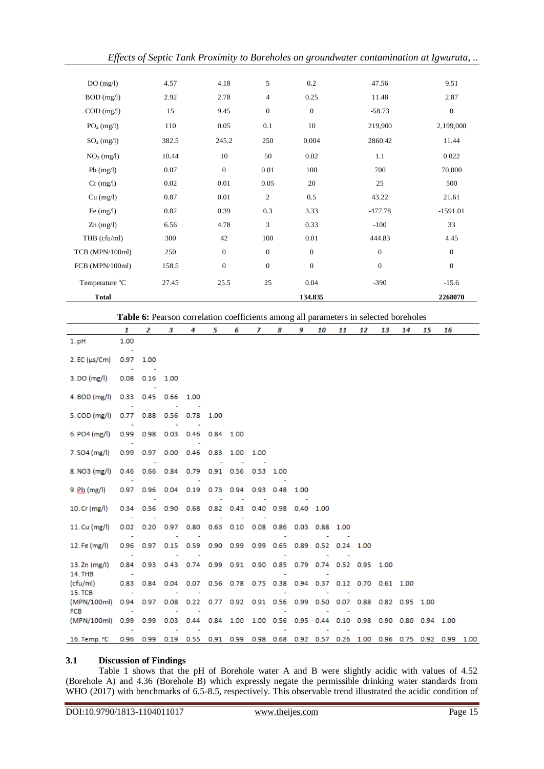| | | | | | | |
|---|---|---|---|---|---|---|
| DO (mg/l) | 4.57 | 4.18 | 5 | 0.2 | 47.56 | 9.51 |
| BOD (mg/l) | 2.92 | 2.78 | 4 | 0.25 | 11.48 | 2.87 |
| COD (mg/l) | 15 | 9.45 | 0 | 0 | -58.73 | 0 |
| $PO_4$ (mg/l) | 110 | 0.05 | 0.1 | 10 | 219,900 | 2,199,000 |
| $SO_4$ (mg/l) | 382.5 | 245.2 | 250 | 0.004 | 2860.42 | 11.44 |
| $NO_3$ (mg/l) | 10.44 | 10 | 50 | 0.02 | 1.1 | 0.022 |
| Pb (mg/l) | 0.07 | 0 | 0.01 | 100 | 700 | 70,000 |
| Cr (mg/l) | 0.02 | 0.01 | 0.05 | 20 | 25 | 500 |
| Cu (mg/l) | 0.87 | 0.01 | 2 | 0.5 | 43.22 | 21.61 |
| Fe (mg/l) | 0.82 | 0.39 | 0.3 | 3.33 | -477.78 | -1591.01 |
| Zn (mg/l) | 6.56 | 4.78 | 3 | 0.33 | -100 | 33 |
| THB (cfu/ml) | 300 | 42 | 100 | 0.01 | 444.83 | 4.45 |
| TCB (MPN/100ml) | 250 | 0 | 0 | 0 | 0 | 0 |
| FCB (MPN/100ml) | 158.5 | 0 | 0 | 0 | 0 | 0 |
| Temperature °C | 27.45 | 25.5 | 25 | 0.04 | -390 | -15.6 |
| **Total** | | | | **134.835** | | **2268070** |

**Table 6:** Pearson correlation coefficients among all parameters in selected boreholes

| | 1 | 2 | 3 | 4 | 5 | 6 | 7 | 8 | 9 | 10 | 11 | 12 | 13 | 14 | 15 | 16 | |
|---|---|---|---|---|---|---|---|---|---|---|---|---|---|---|---|---|---|
| 1. pH | 1.00 | | | | | | | | | | | | | | | | |
| 2. EC (µs/Cm) | -0.97 | 1.00 | | | | | | | | | | | | | | | |
| 3. DO (mg/l) | -0.08 | -0.16 | 1.00 | | | | | | | | | | | | | | |
| 4. BOD (mg/l) | 0.33 | -0.45 | 0.66 | 1.00 | | | | | | | | | | | | | |
| 5. COD (mg/l) | -0.77 | 0.88 | -0.56 | -0.78 | 1.00 | | | | | | | | | | | | |
| 6. PO4 (mg/l) | -0.99 | 0.98 | 0.03 | 0.46 | 0.84 | 1.00 | | | | | | | | | | | |
| 7. SO4 (mg/l) | -0.99 | 0.97 | 0.00 | -0.46 | 0.83 | 1.00 | 1.00 | | | | | | | | | | |
| 8. NO3 (mg/l) | 0.46 | -0.66 | 0.84 | 0.79 | -0.91 | -0.56 | -0.53 | 1.00 | | | | | | | | | |
| 9. Pb (mg/l) | -0.97 | 0.96 | 0.04 | 0.19 | 0.73 | 0.94 | 0.93 | -0.48 | 1.00 | | | | | | | | |
| 10. Cr (mg/l) | 0.34 | -0.56 | 0.90 | 0.68 | -0.82 | -0.43 | -0.40 | 0.98 | -0.40 | 1.00 | | | | | | | |
| 11. Cu (mg/l) | -0.02 | -0.20 | 0.97 | 0.80 | -0.63 | -0.10 | -0.08 | 0.86 | -0.03 | 0.88 | 1.00 | | | | | | |
| 12. Fe (mg/l) | -0.96 | 0.97 | -0.15 | -0.59 | 0.90 | 0.99 | 0.99 | -0.65 | 0.89 | -0.52 | -0.24 | 1.00 | | | | | |
| 13. Zn (mg/l) | -0.84 | 0.93 | -0.43 | -0.74 | 0.99 | 0.91 | 0.90 | -0.85 | 0.79 | -0.74 | -0.52 | 0.95 | 1.00 | | | | |
| 14. THB (cfu/ml) | -0.83 | 0.84 | -0.04 | -0.07 | 0.56 | 0.78 | 0.75 | -0.38 | 0.94 | -0.37 | -0.12 | 0.70 | 0.61 | 1.00 | | | |
| 15. TCB (MPN/100ml) | -0.94 | 0.97 | -0.08 | -0.22 | 0.77 | 0.92 | 0.91 | -0.56 | 0.99 | -0.50 | -0.07 | 0.88 | 0.82 | 0.95 | 1.00 | | |
| FCB (MPN/100ml) | -0.99 | 0.99 | -0.03 | -0.44 | 0.84 | 1.00 | 1.00 | -0.56 | 0.95 | -0.44 | -0.10 | 0.98 | 0.90 | 0.80 | 0.94 | 1.00 | |
| 16. Temp. °C | -0.96 | 0.99 | -0.19 | -0.55 | 0.91 | 0.99 | 0.98 | -0.68 | 0.92 | -0.57 | -0.26 | 1.00 | 0.96 | 0.75 | 0.92 | 0.99 | 1.00 |

### 3.1 Discussion of Findings

Table 1 shows that the pH of Borehole water A and B were slightly acidic with values of 4.52 (Borehole A) and 4.36 (Borehole B) which expressly negate the permissible drinking water standards from WHO (2017) with benchmarks of 6.5-8.5, respectively. This observable trend illustrated the acidic condition of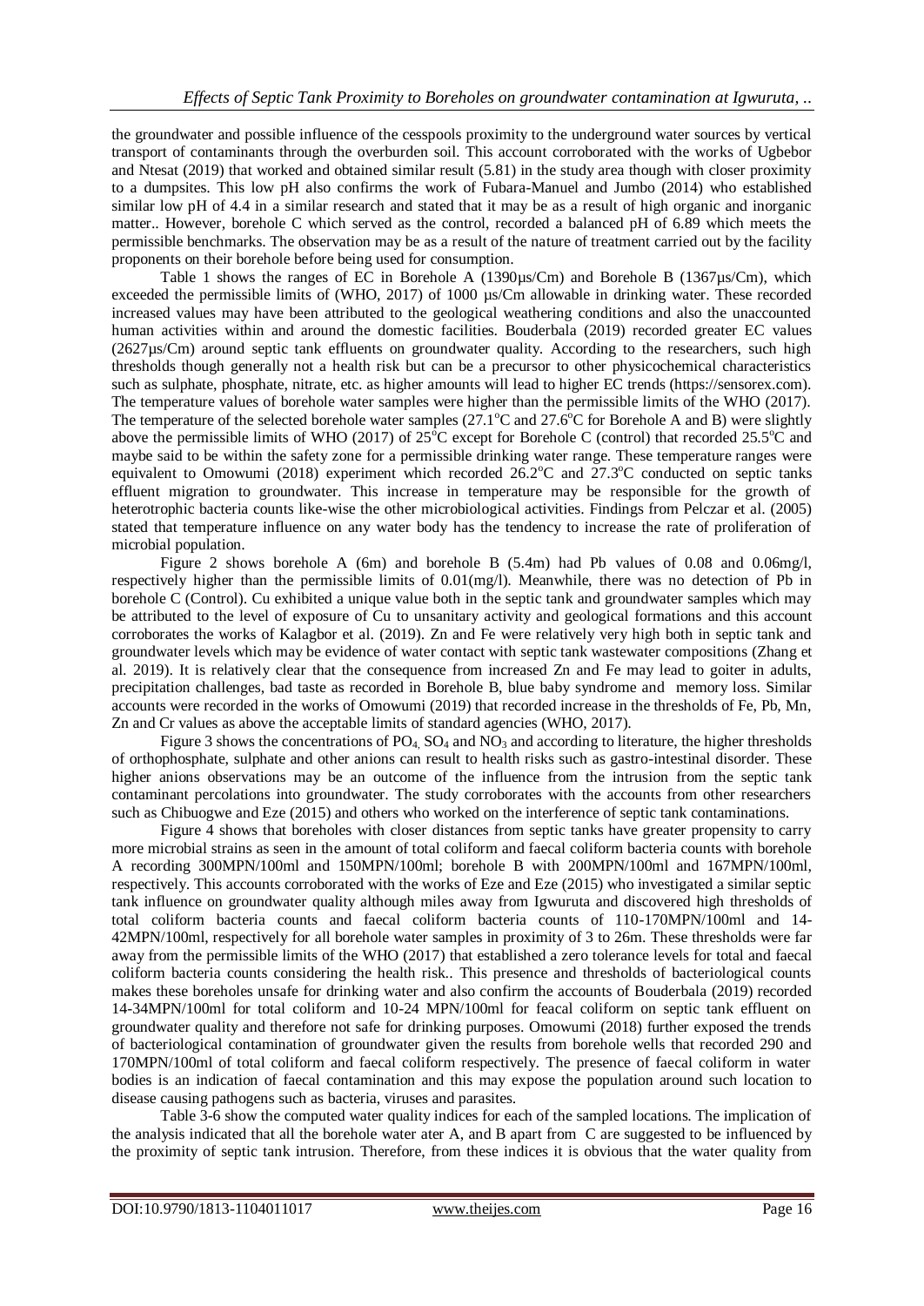the groundwater and possible influence of the cesspools proximity to the underground water sources by vertical transport of contaminants through the overburden soil. This account corroborated with the works of Ugbebor and Ntesat (2019) that worked and obtained similar result (5.81) in the study area though with closer proximity to a dumpsites. This low pH also confirms the work of Fubara-Manuel and Jumbo (2014) who established similar low pH of 4.4 in a similar research and stated that it may be as a result of high organic and inorganic matter.. However, borehole C which served as the control, recorded a balanced pH of 6.89 which meets the permissible benchmarks. The observation may be as a result of the nature of treatment carried out by the facility proponents on their borehole before being used for consumption.

Table 1 shows the ranges of EC in Borehole A (1390µs/Cm) and Borehole B (1367µs/Cm), which exceeded the permissible limits of (WHO, 2017) of 1000 µs/Cm allowable in drinking water. These recorded increased values may have been attributed to the geological weathering conditions and also the unaccounted human activities within and around the domestic facilities. Bouderbala (2019) recorded greater EC values (2627µs/Cm) around septic tank effluents on groundwater quality. According to the researchers, such high thresholds though generally not a health risk but can be a precursor to other physicochemical characteristics such as sulphate, phosphate, nitrate, etc. as higher amounts will lead to higher EC trends (https://sensorex.com). The temperature values of borehole water samples were higher than the permissible limits of the WHO (2017). The temperature of the selected borehole water samples (27.1$^{o}$C and 27.6$^{o}$C for Borehole A and B) were slightly above the permissible limits of WHO (2017) of 25$^{o}$C except for Borehole C (control) that recorded 25.5$^{o}$C and maybe said to be within the safety zone for a permissible drinking water range. These temperature ranges were equivalent to Omowumi (2018) experiment which recorded 26.2$^{o}$C and 27.3$^{o}$C conducted on septic tanks effluent migration to groundwater. This increase in temperature may be responsible for the growth of heterotrophic bacteria counts like-wise the other microbiological activities. Findings from Pelczar et al. (2005) stated that temperature influence on any water body has the tendency to increase the rate of proliferation of microbial population.

Figure 2 shows borehole A (6m) and borehole B (5.4m) had Pb values of 0.08 and 0.06mg/l, respectively higher than the permissible limits of 0.01(mg/l). Meanwhile, there was no detection of Pb in borehole C (Control). Cu exhibited a unique value both in the septic tank and groundwater samples which may be attributed to the level of exposure of Cu to unsanitary activity and geological formations and this account corroborates the works of Kalagbor et al. (2019). Zn and Fe were relatively very high both in septic tank and groundwater levels which may be evidence of water contact with septic tank wastewater compositions (Zhang et al. 2019). It is relatively clear that the consequence from increased Zn and Fe may lead to goiter in adults, precipitation challenges, bad taste as recorded in Borehole B, blue baby syndrome and memory loss. Similar accounts were recorded in the works of Omowumi (2019) that recorded increase in the thresholds of Fe, Pb, Mn, Zn and Cr values as above the acceptable limits of standard agencies (WHO, 2017).

Figure 3 shows the concentrations of $PO_4$, $SO_4$ and $NO_3$ and according to literature, the higher thresholds of orthophosphate, sulphate and other anions can result to health risks such as gastro-intestinal disorder. These higher anions observations may be an outcome of the influence from the intrusion from the septic tank contaminant percolations into groundwater. The study corroborates with the accounts from other researchers such as Chibuogwe and Eze (2015) and others who worked on the interference of septic tank contaminations.

Figure 4 shows that boreholes with closer distances from septic tanks have greater propensity to carry more microbial strains as seen in the amount of total coliform and faecal coliform bacteria counts with borehole A recording 300MPN/100ml and 150MPN/100ml; borehole B with 200MPN/100ml and 167MPN/100ml, respectively. This accounts corroborated with the works of Eze and Eze (2015) who investigated a similar septic tank influence on groundwater quality although miles away from Igwuruta and discovered high thresholds of total coliform bacteria counts and faecal coliform bacteria counts of 110-170MPN/100ml and 14-42MPN/100ml, respectively for all borehole water samples in proximity of 3 to 26m. These thresholds were far away from the permissible limits of the WHO (2017) that established a zero tolerance levels for total and faecal coliform bacteria counts considering the health risk.. This presence and thresholds of bacteriological counts makes these boreholes unsafe for drinking water and also confirm the accounts of Bouderbala (2019) recorded 14-34MPN/100ml for total coliform and 10-24 MPN/100ml for feacal coliform on septic tank effluent on groundwater quality and therefore not safe for drinking purposes. Omowumi (2018) further exposed the trends of bacteriological contamination of groundwater given the results from borehole wells that recorded 290 and 170MPN/100ml of total coliform and faecal coliform respectively. The presence of faecal coliform in water bodies is an indication of faecal contamination and this may expose the population around such location to disease causing pathogens such as bacteria, viruses and parasites.

Table 3-6 show the computed water quality indices for each of the sampled locations. The implication of the analysis indicated that all the borehole water ater A, and B apart from C are suggested to be influenced by the proximity of septic tank intrusion. Therefore, from these indices it is obvious that the water quality from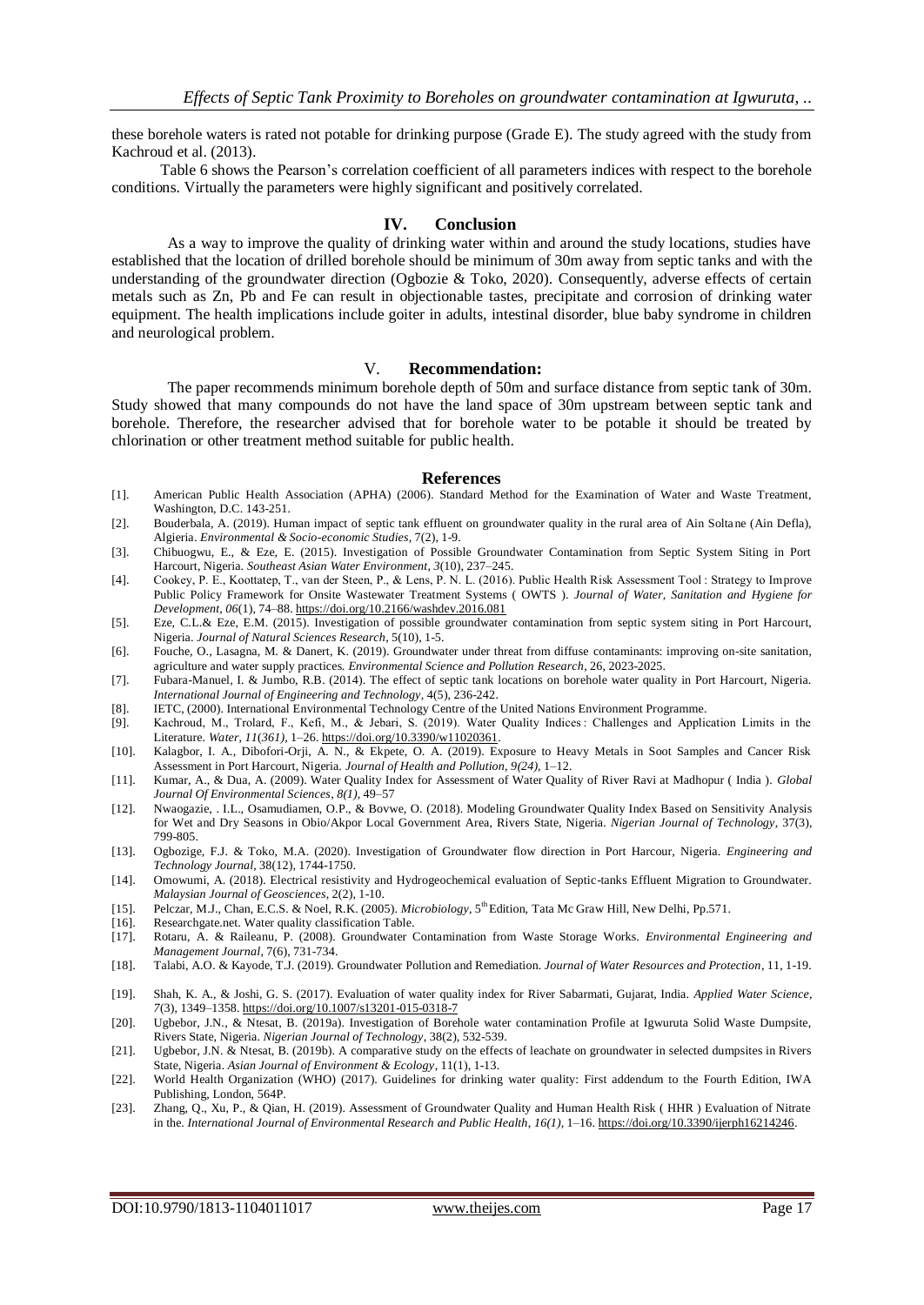these borehole waters is rated not potable for drinking purpose (Grade E). The study agreed with the study from Kachroud et al. (2013).

Table 6 shows the Pearson's correlation coefficient of all parameters indices with respect to the borehole conditions. Virtually the parameters were highly significant and positively correlated.

## IV. Conclusion

As a way to improve the quality of drinking water within and around the study locations, studies have established that the location of drilled borehole should be minimum of 30m away from septic tanks and with the understanding of the groundwater direction (Ogbozie & Toko, 2020). Consequently, adverse effects of certain metals such as Zn, Pb and Fe can result in objectionable tastes, precipitate and corrosion of drinking water equipment. The health implications include goiter in adults, intestinal disorder, blue baby syndrome in children and neurological problem.

## V. Recommendation:

The paper recommends minimum borehole depth of 50m and surface distance from septic tank of 30m. Study showed that many compounds do not have the land space of 30m upstream between septic tank and borehole. Therefore, the researcher advised that for borehole water to be potable it should be treated by chlorination or other treatment method suitable for public health.

## References

[1]. American Public Health Association (APHA) (2006). Standard Method for the Examination of Water and Waste Treatment, Washington, D.C. 143-251.

[2]. Bouderbala, A. (2019). Human impact of septic tank effluent on groundwater quality in the rural area of Ain Soltane (Ain Defla), Algeria. *Environmental & Socio-economic Studies*, 7(2), 1-9.

[3]. Chibuogwu, E., & Eze, E. (2015). Investigation of Possible Groundwater Contamination from Septic System Siting in Port Harcourt, Nigeria. *Southeast Asian Water Environment*, *3*(10), 237–245.

[4]. Cookey, P. E., Koottatep, T., van der Steen, P., & Lens, P. N. L. (2016). Public Health Risk Assessment Tool : Strategy to Improve Public Policy Framework for Onsite Wastewater Treatment Systems ( OWTS ). *Journal of Water, Sanitation and Hygiene for Development*, *06*(1), 74–88. https://doi.org/10.2166/washdev.2016.081

[5]. Eze, C.L.& Eze, E.M. (2015). Investigation of possible groundwater contamination from septic system siting in Port Harcourt, Nigeria. *Journal of Natural Sciences Research*, 5(10), 1-5.

[6]. Fouche, O., Lasagna, M. & Danert, K. (2019). Groundwater under threat from diffuse contaminants: improving on-site sanitation, agriculture and water supply practices. *Environmental Science and Pollution Research*, 26, 2023-2025.

[7]. Fubara-Manuel, I. & Jumbo, R.B. (2014). The effect of septic tank locations on borehole water quality in Port Harcourt, Nigeria. *International Journal of Engineering and Technology*, 4(5), 236-242.

[8]. IETC, (2000). International Environmental Technology Centre of the United Nations Environment Programme.

[9]. Kachroud, M., Trolard, F., Kefi, M., & Jebari, S. (2019). Water Quality Indices : Challenges and Application Limits in the Literature. *Water*, *11*(*361)*, 1–26. https://doi.org/10.3390/w11020361.

[10]. Kalagbor, I. A., Dibofori-Orji, A. N., & Ekpete, O. A. (2019). Exposure to Heavy Metals in Soot Samples and Cancer Risk Assessment in Port Harcourt, Nigeria. *Journal of Health and Pollution*, *9(24)*, 1–12.

[11]. Kumar, A., & Dua, A. (2009). Water Quality Index for Assessment of Water Quality of River Ravi at Madhopur ( India ). *Global Journal Of Environmental Sciences*, *8(1)*, 49–57

[12]. Nwaogazie, . I.L., Osamudiamen, O.P., & Bovwe, O. (2018). Modeling Groundwater Quality Index Based on Sensitivity Analysis for Wet and Dry Seasons in Obio/Akpor Local Government Area, Rivers State, Nigeria. *Nigerian Journal of Technology*, 37(3), 799-805.

[13]. Ogbozige, F.J. & Toko, M.A. (2020). Investigation of Groundwater flow direction in Port Harcour, Nigeria. *Engineering and Technology Journal*, 38(12), 1744-1750.

[14]. Omowumi, A. (2018). Electrical resistivity and Hydrogeochemical evaluation of Septic-tanks Effluent Migration to Groundwater. *Malaysian Journal of Geosciences*, 2(2), 1-10.

[15]. Pelczar, M.J., Chan, E.C.S. & Noel, R.K. (2005). *Microbiology*, 5th Edition, Tata Mc Graw Hill, New Delhi, Pp.571.

[16]. Researchgate.net. Water quality classification Table.

[17]. Rotaru, A. & Raileanu, P. (2008). Groundwater Contamination from Waste Storage Works. *Environmental Engineering and Management Journal*, 7(6), 731-734.

[18]. Talabi, A.O. & Kayode, T.J. (2019). Groundwater Pollution and Remediation. *Journal of Water Resources and Protection*, 11, 1-19.

[19]. Shah, K. A., & Joshi, G. S. (2017). Evaluation of water quality index for River Sabarmati, Gujarat, India. *Applied Water Science*, *7*(3), 1349–1358. https://doi.org/10.1007/s13201-015-0318-7

[20]. Ugbebor, J.N., & Ntesat, B. (2019a). Investigation of Borehole water contamination Profile at Igwuruta Solid Waste Dumpsite, Rivers State, Nigeria. *Nigerian Journal of Technology*, 38(2), 532-539.

[21]. Ugbebor, J.N. & Ntesat, B. (2019b). A comparative study on the effects of leachate on groundwater in selected dumpsites in Rivers State, Nigeria. *Asian Journal of Environment & Ecology*, 11(1), 1-13.

[22]. World Health Organization (WHO) (2017). Guidelines for drinking water quality: First addendum to the Fourth Edition, IWA Publishing, London, 564P.

[23]. Zhang, Q., Xu, P., & Qian, H. (2019). Assessment of Groundwater Quality and Human Health Risk ( HHR ) Evaluation of Nitrate in the. *International Journal of Environmental Research and Public Health*, *16(1)*, 1–16. https://doi.org/10.3390/ijerph16214246.